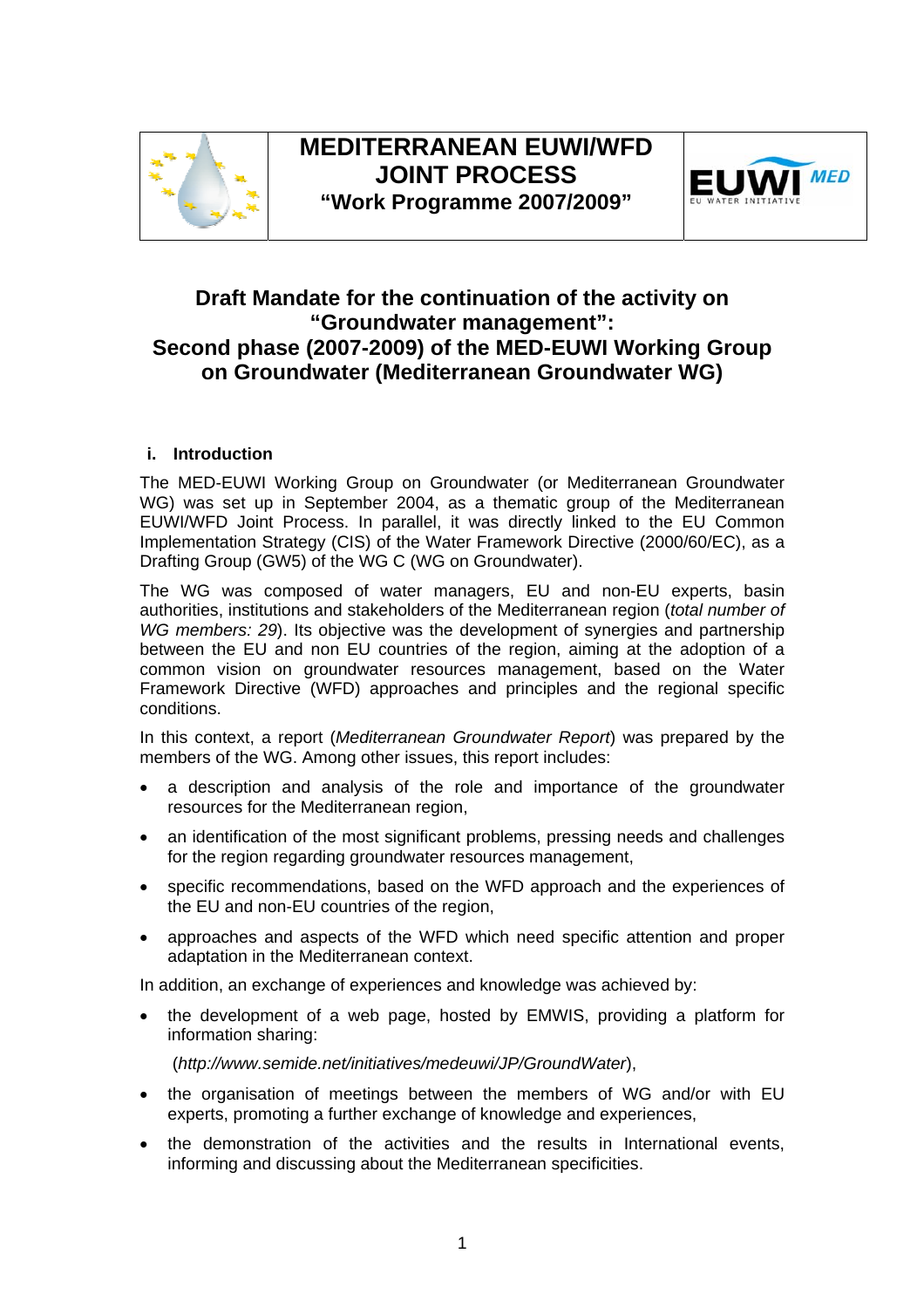# MEDITERRANEAN EUWI/WFD JOINT PROCESS

**"Work Programme 2007/2009"**

## Draft Mandate for the continuation of the activity on "Groundwater management": Second phase (2007-2009) of the MED-EUWI Working Group on Groundwater (Mediterranean Groundwater WG)

### i. Introduction

The MED-EUWI Working Group on Groundwater (or Mediterranean Groundwater WG) was set up in September 2004, as a thematic group of the Mediterranean EUWI/WFD Joint Process. In parallel, it was directly linked to the EU Common Implementation Strategy (CIS) of the Water Framework Directive (2000/60/EC), as a Drafting Group (GW5) of the WG C (WG on Groundwater).

The WG was composed of water managers, EU and non-EU experts, basin authorities, institutions and stakeholders of the Mediterranean region (*total number of WG members: 29*). Its objective was the development of synergies and partnership between the EU and non EU countries of the region, aiming at the adoption of a common vision on groundwater resources management, based on the Water Framework Directive (WFD) approaches and principles and the regional specific conditions.

In this context, a report (*Mediterranean Groundwater Report*) was prepared by the members of the WG. Among other issues, this report includes:

- a description and analysis of the role and importance of the groundwater resources for the Mediterranean region,
- an identification of the most significant problems, pressing needs and challenges for the region regarding groundwater resources management,
- specific recommendations, based on the WFD approach and the experiences of the EU and non-EU countries of the region,
- approaches and aspects of the WFD which need specific attention and proper adaptation in the Mediterranean context.

In addition, an exchange of experiences and knowledge was achieved by:

- the development of a web page, hosted by EMWIS, providing a platform for information sharing:

  (*http://www.semide.net/initiatives/medeuwi/JP/GroundWater*),
- the organisation of meetings between the members of WG and/or with EU experts, promoting a further exchange of knowledge and experiences,
- the demonstration of the activities and the results in International events, informing and discussing about the Mediterranean specificities.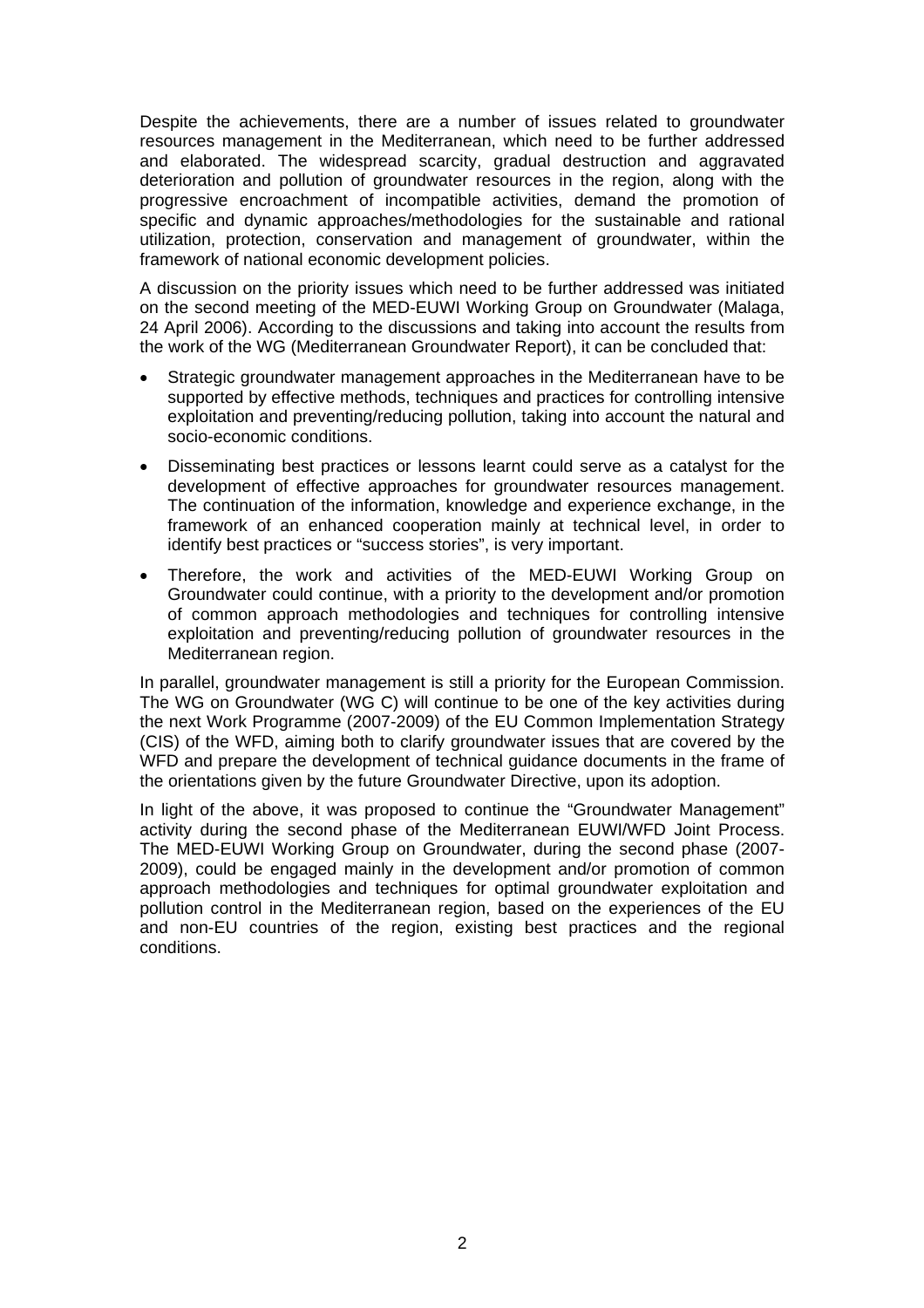Despite the achievements, there are a number of issues related to groundwater resources management in the Mediterranean, which need to be further addressed and elaborated. The widespread scarcity, gradual destruction and aggravated deterioration and pollution of groundwater resources in the region, along with the progressive encroachment of incompatible activities, demand the promotion of specific and dynamic approaches/methodologies for the sustainable and rational utilization, protection, conservation and management of groundwater, within the framework of national economic development policies.

A discussion on the priority issues which need to be further addressed was initiated on the second meeting of the MED-EUWI Working Group on Groundwater (Malaga, 24 April 2006). According to the discussions and taking into account the results from the work of the WG (Mediterranean Groundwater Report), it can be concluded that:

- Strategic groundwater management approaches in the Mediterranean have to be supported by effective methods, techniques and practices for controlling intensive exploitation and preventing/reducing pollution, taking into account the natural and socio-economic conditions.
- Disseminating best practices or lessons learnt could serve as a catalyst for the development of effective approaches for groundwater resources management. The continuation of the information, knowledge and experience exchange, in the framework of an enhanced cooperation mainly at technical level, in order to identify best practices or "success stories", is very important.
- Therefore, the work and activities of the MED-EUWI Working Group on Groundwater could continue, with a priority to the development and/or promotion of common approach methodologies and techniques for controlling intensive exploitation and preventing/reducing pollution of groundwater resources in the Mediterranean region.

In parallel, groundwater management is still a priority for the European Commission. The WG on Groundwater (WG C) will continue to be one of the key activities during the next Work Programme (2007-2009) of the EU Common Implementation Strategy (CIS) of the WFD, aiming both to clarify groundwater issues that are covered by the WFD and prepare the development of technical guidance documents in the frame of the orientations given by the future Groundwater Directive, upon its adoption.

In light of the above, it was proposed to continue the "Groundwater Management" activity during the second phase of the Mediterranean EUWI/WFD Joint Process. The MED-EUWI Working Group on Groundwater, during the second phase (2007-2009), could be engaged mainly in the development and/or promotion of common approach methodologies and techniques for optimal groundwater exploitation and pollution control in the Mediterranean region, based on the experiences of the EU and non-EU countries of the region, existing best practices and the regional conditions.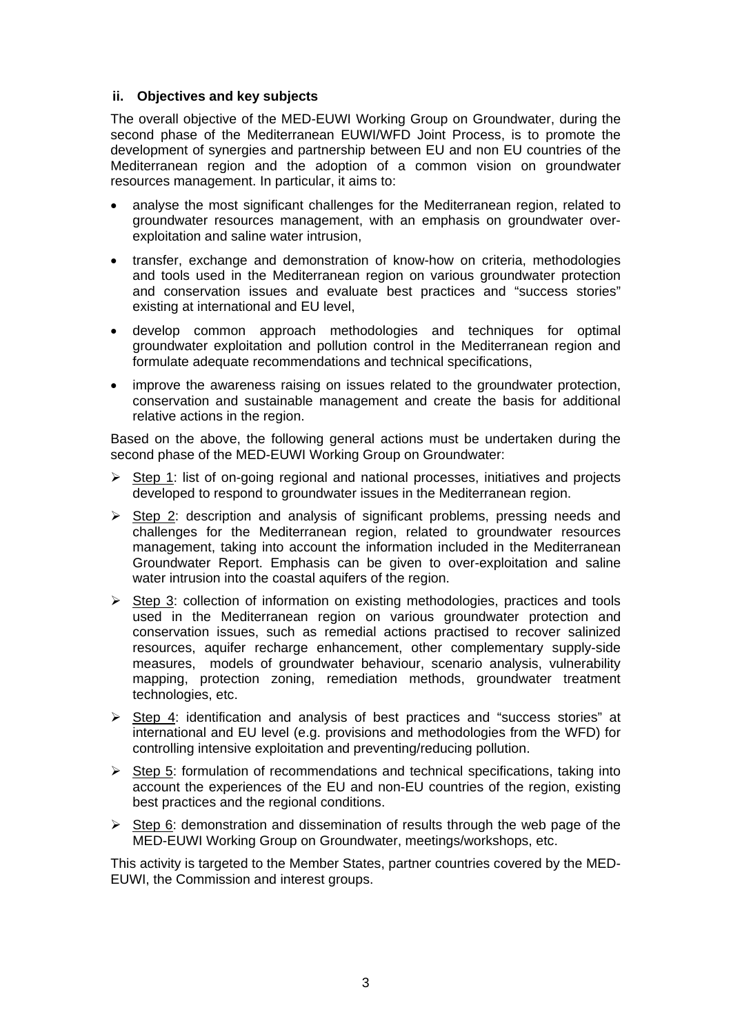### ii. Objectives and key subjects

The overall objective of the MED-EUWI Working Group on Groundwater, during the second phase of the Mediterranean EUWI/WFD Joint Process, is to promote the development of synergies and partnership between EU and non EU countries of the Mediterranean region and the adoption of a common vision on groundwater resources management. In particular, it aims to:

- analyse the most significant challenges for the Mediterranean region, related to groundwater resources management, with an emphasis on groundwater over-exploitation and saline water intrusion,
- transfer, exchange and demonstration of know-how on criteria, methodologies and tools used in the Mediterranean region on various groundwater protection and conservation issues and evaluate best practices and "success stories" existing at international and EU level,
- develop common approach methodologies and techniques for optimal groundwater exploitation and pollution control in the Mediterranean region and formulate adequate recommendations and technical specifications,
- improve the awareness raising on issues related to the groundwater protection, conservation and sustainable management and create the basis for additional relative actions in the region.

Based on the above, the following general actions must be undertaken during the second phase of the MED-EUWI Working Group on Groundwater:

- Step 1: list of on-going regional and national processes, initiatives and projects developed to respond to groundwater issues in the Mediterranean region.
- Step 2: description and analysis of significant problems, pressing needs and challenges for the Mediterranean region, related to groundwater resources management, taking into account the information included in the Mediterranean Groundwater Report. Emphasis can be given to over-exploitation and saline water intrusion into the coastal aquifers of the region.
- Step 3: collection of information on existing methodologies, practices and tools used in the Mediterranean region on various groundwater protection and conservation issues, such as remedial actions practised to recover salinized resources, aquifer recharge enhancement, other complementary supply-side measures, models of groundwater behaviour, scenario analysis, vulnerability mapping, protection zoning, remediation methods, groundwater treatment technologies, etc.
- Step 4: identification and analysis of best practices and "success stories" at international and EU level (e.g. provisions and methodologies from the WFD) for controlling intensive exploitation and preventing/reducing pollution.
- Step 5: formulation of recommendations and technical specifications, taking into account the experiences of the EU and non-EU countries of the region, existing best practices and the regional conditions.
- Step 6: demonstration and dissemination of results through the web page of the MED-EUWI Working Group on Groundwater, meetings/workshops, etc.

This activity is targeted to the Member States, partner countries covered by the MED-EUWI, the Commission and interest groups.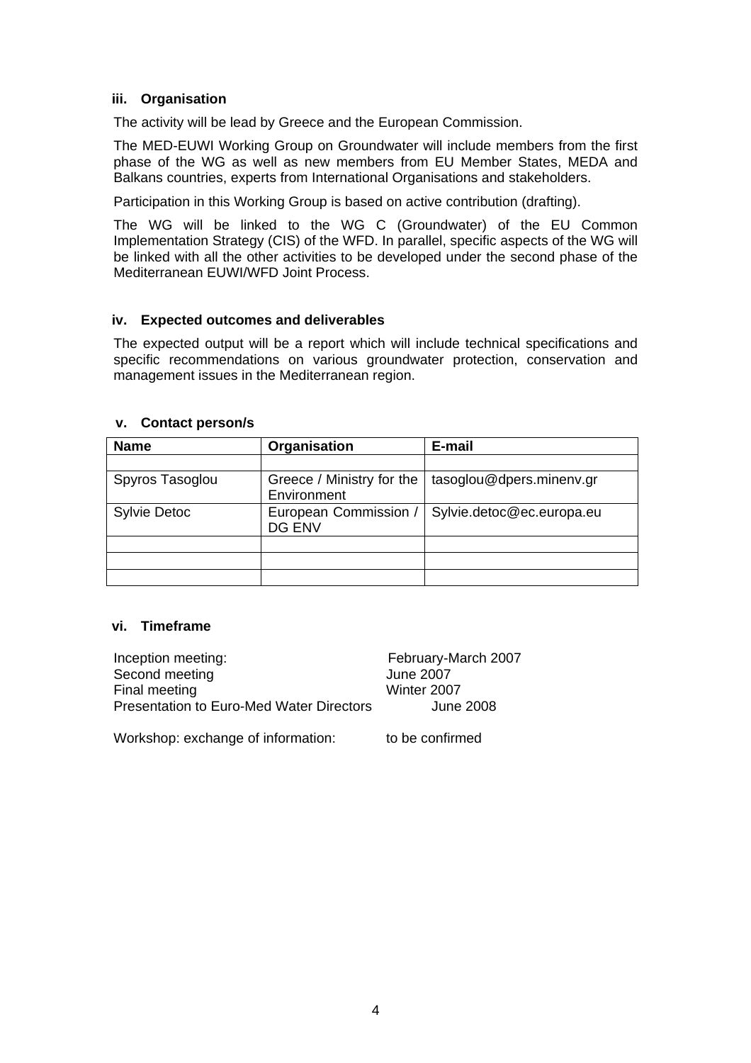### iii. Organisation

The activity will be lead by Greece and the European Commission.

The MED-EUWI Working Group on Groundwater will include members from the first phase of the WG as well as new members from EU Member States, MEDA and Balkans countries, experts from International Organisations and stakeholders.

Participation in this Working Group is based on active contribution (drafting).

The WG will be linked to the WG C (Groundwater) of the EU Common Implementation Strategy (CIS) of the WFD. In parallel, specific aspects of the WG will be linked with all the other activities to be developed under the second phase of the Mediterranean EUWI/WFD Joint Process.

### iv. Expected outcomes and deliverables

The expected output will be a report which will include technical specifications and specific recommendations on various groundwater protection, conservation and management issues in the Mediterranean region.

### v. Contact person/s

| Name | Organisation | E-mail |
|---|---|---|
| | | |
| Spyros Tasoglou | Greece / Ministry for the Environment | tasoglou@dpers.minenv.gr |
| Sylvie Detoc | European Commission / DG ENV | Sylvie.detoc@ec.europa.eu |
| | | |
| | | |
| | | |

### vi. Timeframe

| | |
|---|---|
| Inception meeting: | February-March 2007 |
| Second meeting | June 2007 |
| Final meeting | Winter 2007 |
| Presentation to Euro-Med Water Directors | June 2008 |
| Workshop: exchange of information: | to be confirmed |